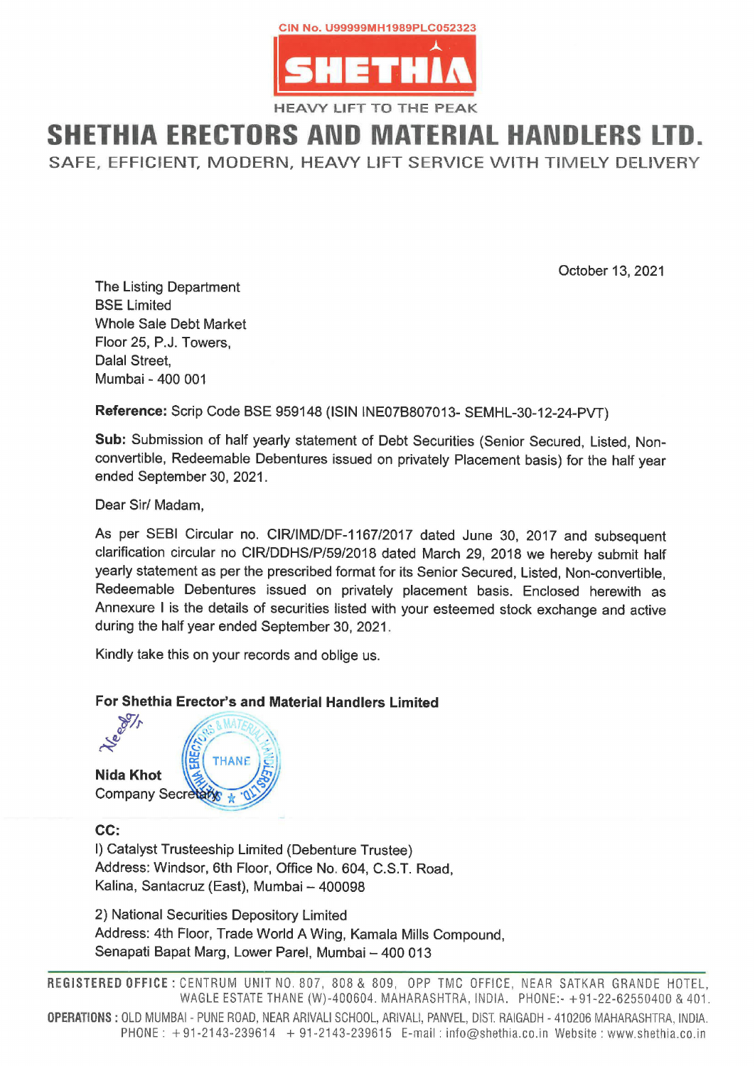CIN No. U99999MH1989PLC052323

SHETHIA

HEAVY LIFT TO THE PEAK

# SHETHIA ERECTORS AND MATERIAL HANDLERS LTD.

SAFE, EFFICIENT, MODERN, HEAVY LIFT SERVICE WITH TIMELY DELIVERY

October 13, 2021

The Listing Department
BSE Limited
Whole Sale Debt Market
Floor 25, P.J. Towers,
Dalal Street,
Mumbai - 400 001

**Reference:** Scrip Code BSE 959148 (ISIN INE07B807013- SEMHL-30-12-24-PVT)

**Sub:** Submission of half yearly statement of Debt Securities (Senior Secured, Listed, Non-convertible, Redeemable Debentures issued on privately Placement basis) for the half year ended September 30, 2021.

Dear Sir/ Madam,

As per SEBI Circular no. CIR/IMD/DF-1167/2017 dated June 30, 2017 and subsequent clarification circular no CIR/DDHS/P/59/2018 dated March 29, 2018 we hereby submit half yearly statement as per the prescribed format for its Senior Secured, Listed, Non-convertible, Redeemable Debentures issued on privately placement basis. Enclosed herewith as Annexure I is the details of securities listed with your esteemed stock exchange and active during the half year ended September 30, 2021.

Kindly take this on your records and oblige us.

**For Shethia Erector's and Material Handlers Limited**

**Nida Khot**
Company Secretary

**CC:**

I) Catalyst Trusteeship Limited (Debenture Trustee)
Address: Windsor, 6th Floor, Office No. 604, C.S.T. Road,
Kalina, Santacruz (East), Mumbai – 400098

2) National Securities Depository Limited
Address: 4th Floor, Trade World A Wing, Kamala Mills Compound,
Senapati Bapat Marg, Lower Parel, Mumbai – 400 013

**REGISTERED OFFICE :** CENTRUM UNIT NO. 807, 808 & 809, OPP TMC OFFICE, NEAR SATKAR GRANDE HOTEL, WAGLE ESTATE THANE (W)-400604. MAHARASHTRA, INDIA. PHONE:- +91-22-62550400 & 401.

**OPERATIONS :** OLD MUMBAI - PUNE ROAD, NEAR ARIVALI SCHOOL, ARIVALI, PANVEL, DIST. RAIGADH - 410206 MAHARASHTRA, INDIA. PHONE : +91-2143-239614 + 91-2143-239615 E-mail : info@shethia.co.in Website : www.shethia.co.in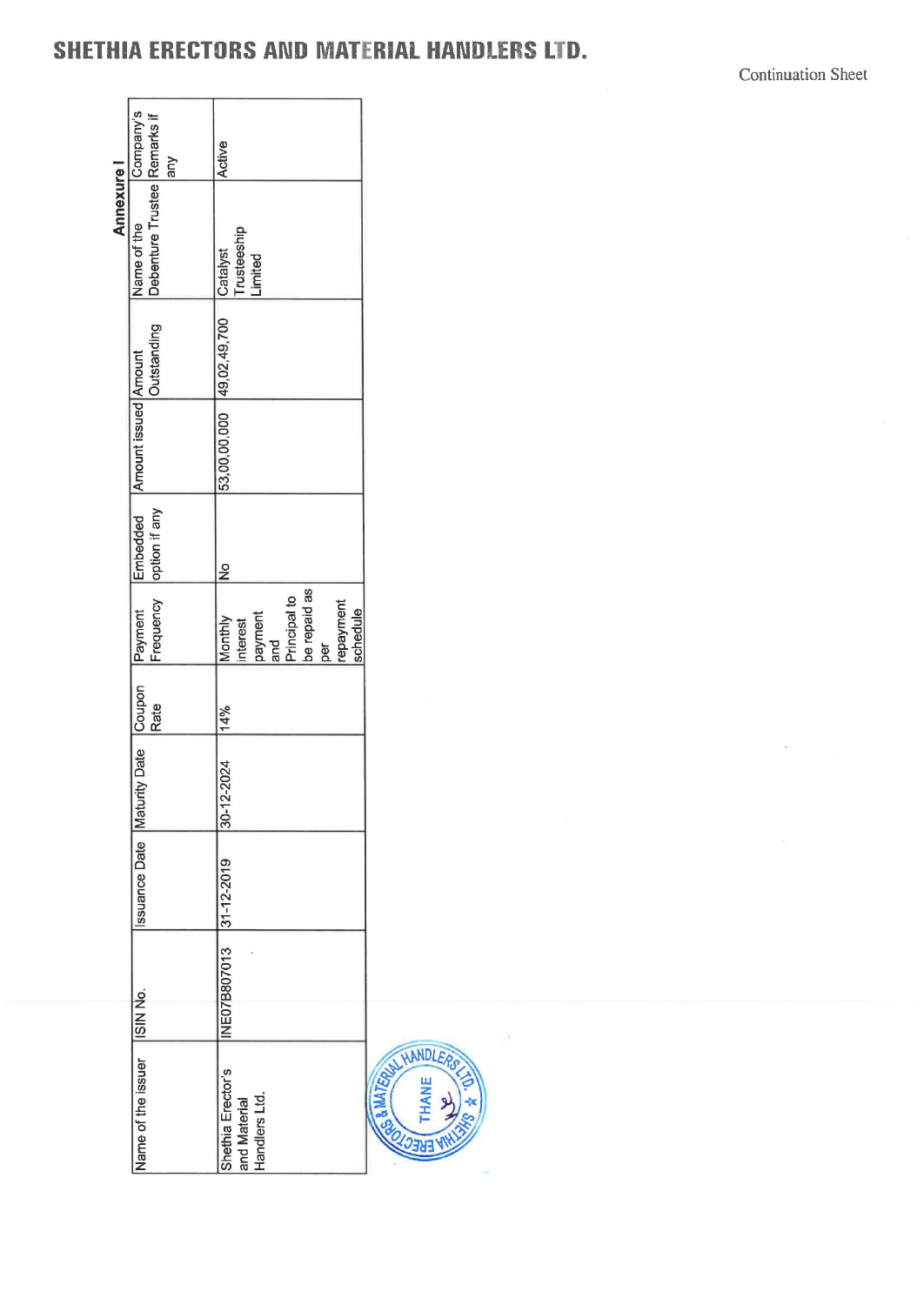# SHETHIA ERECTORS AND MATERIAL HANDLERS LTD.

Continuation Sheet

## Annexure I

| Name of the issuer | ISIN No. | Issuance Date | Maturity Date | Coupon Rate | Payment Frequency | Embedded option if any | Amount issued | Amount Outstanding | Name of the Debenture Trustee | Company's Remarks if any |
|---|---|---|---|---|---|---|---|---|---|---|
| Shethia Erector's and Material Handlers Ltd. | INE07B807013 | 31-12-2019 | 30-12-2024 | 14% | Monthly interest payment and Principal to be repaid as per repayment schedule | No | 53,00,00,000 | 49,02,49,700 | Catalyst Trusteeship Limited | Active |